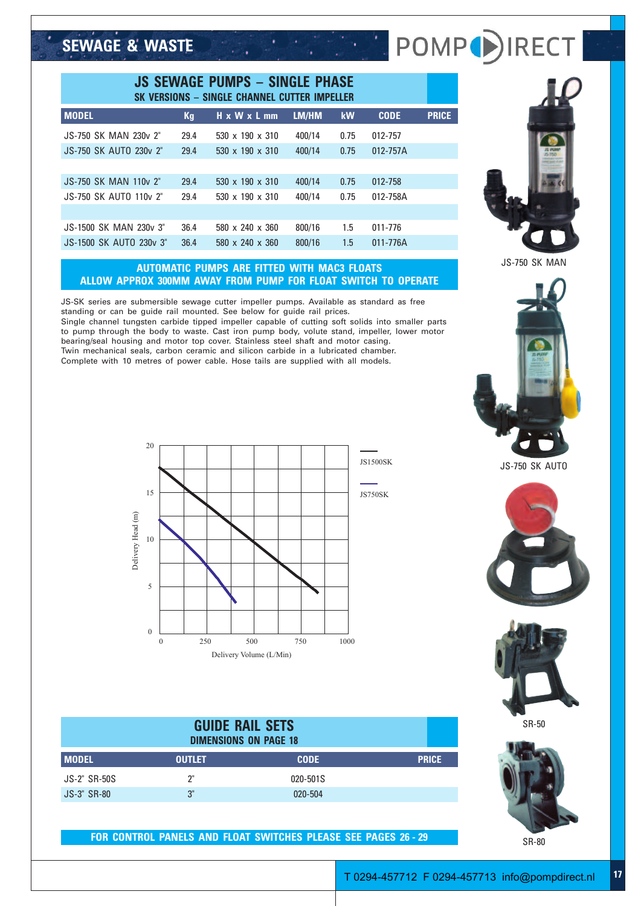# SEWAGE & WASTE

POMPDIRECT

## JS SEWAGE PUMPS – SINGLE PHASE

### SK VERSIONS – SINGLE CHANNEL CUTTER IMPELLER

| MODEL | Kg | H x W x L mm | LM/HM | kW | CODE | PRICE |
|---|---|---|---|---|---|---|
| JS-750 SK MAN 230v 2" | 29.4 | 530 x 190 x 310 | 400/14 | 0.75 | 012-757 | |
| JS-750 SK AUTO 230v 2" | 29.4 | 530 x 190 x 310 | 400/14 | 0.75 | 012-757A | |
| | | | | | | |
| JS-750 SK MAN 110v 2" | 29.4 | 530 x 190 x 310 | 400/14 | 0.75 | 012-758 | |
| JS-750 SK AUTO 110v 2" | 29.4 | 530 x 190 x 310 | 400/14 | 0.75 | 012-758A | |
| | | | | | | |
| JS-1500 SK MAN 230v 3" | 36.4 | 580 x 240 x 360 | 800/16 | 1.5 | 011-776 | |
| JS-1500 SK AUTO 230v 3" | 36.4 | 580 x 240 x 360 | 800/16 | 1.5 | 011-776A | |

**AUTOMATIC PUMPS ARE FITTED WITH MAC3 FLOATS**
**ALLOW APPROX 300MM AWAY FROM PUMP FOR FLOAT SWITCH TO OPERATE**

JS-SK series are submersible sewage cutter impeller pumps. Available as standard as free standing or can be guide rail mounted. See below for guide rail prices.
Single channel tungsten carbide tipped impeller capable of cutting soft solids into smaller parts to pump through the body to waste. Cast iron pump body, volute stand, impeller, lower motor bearing/seal housing and motor top cover. Stainless steel shaft and motor casing.
Twin mechanical seals, carbon ceramic and silicon carbide in a lubricated chamber.
Complete with 10 metres of power cable. Hose tails are supplied with all models.

JS-750 SK MAN

JS-750 SK AUTO

Delivery Head (m) vs Delivery Volume (L/Min) — JS1500SK, JS750SK

## GUIDE RAIL SETS

### DIMENSIONS ON PAGE 18

| MODEL | OUTLET | CODE | PRICE |
|---|---|---|---|
| JS-2" SR-50S | 2" | 020-501S | |
| JS-3" SR-80 | 3" | 020-504 | |

SR-50

SR-80

**FOR CONTROL PANELS AND FLOAT SWITCHES PLEASE SEE PAGES 26 - 29**

T 0294-457712 F 0294-457713 info@pompdirect.nl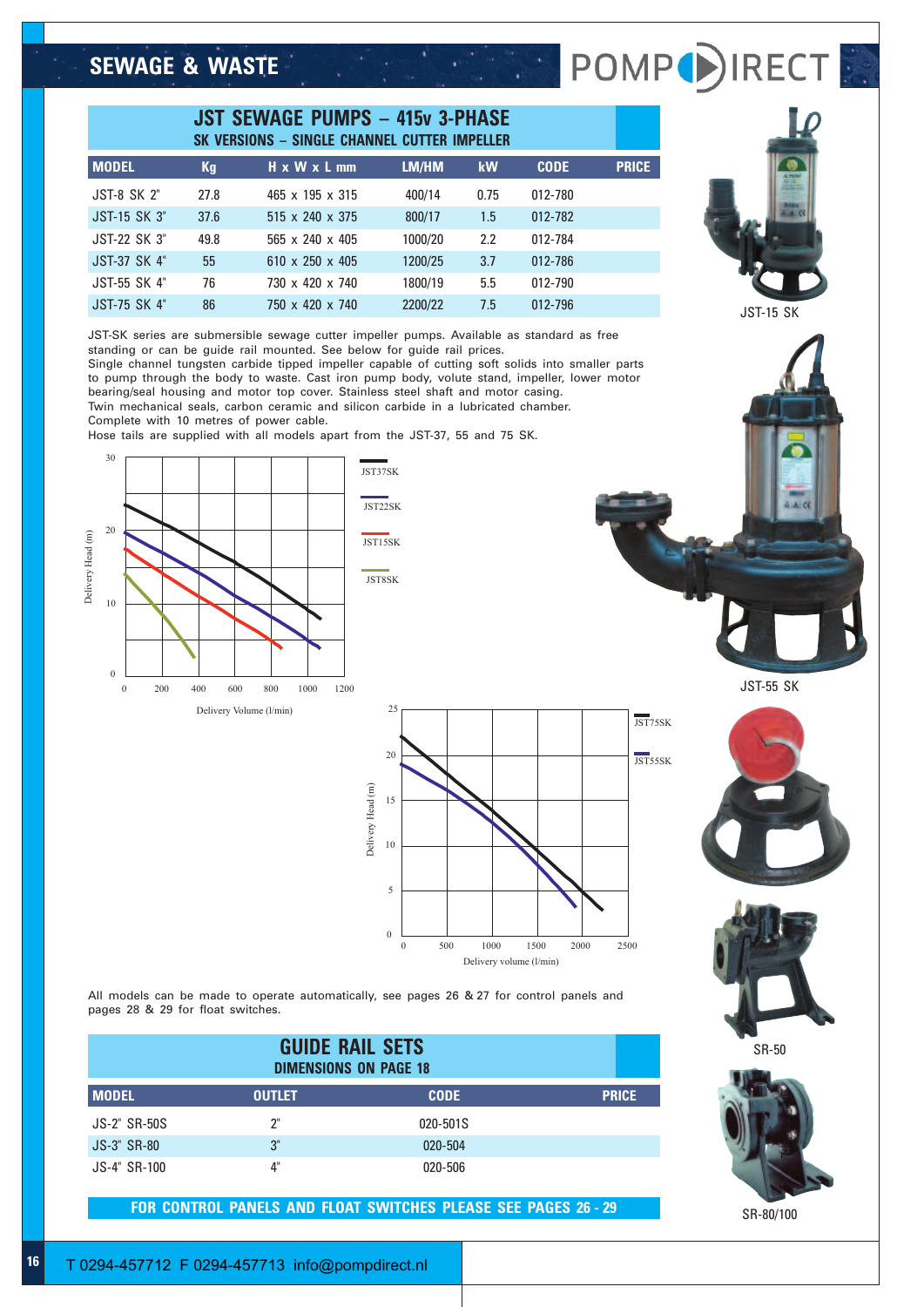## SEWAGE & WASTE

POMPDIRECT

# JST SEWAGE PUMPS – 415v 3-PHASE

### SK VERSIONS – SINGLE CHANNEL CUTTER IMPELLER

| MODEL | Kg | H x W x L mm | LM/HM | kW | CODE | PRICE |
|---|---|---|---|---|---|---|
| JST-8 SK 2" | 27.8 | 465 x 195 x 315 | 400/14 | 0.75 | 012-780 | |
| JST-15 SK 3" | 37.6 | 515 x 240 x 375 | 800/17 | 1.5 | 012-782 | |
| JST-22 SK 3" | 49.8 | 565 x 240 x 405 | 1000/20 | 2.2 | 012-784 | |
| JST-37 SK 4" | 55 | 610 x 250 x 405 | 1200/25 | 3.7 | 012-786 | |
| JST-55 SK 4" | 76 | 730 x 420 x 740 | 1800/19 | 5.5 | 012-790 | |
| JST-75 SK 4" | 86 | 750 x 420 x 740 | 2200/22 | 7.5 | 012-796 | |

JST-15 SK

JST-SK series are submersible sewage cutter impeller pumps. Available as standard as free standing or can be guide rail mounted. See below for guide rail prices.
Single channel tungsten carbide tipped impeller capable of cutting soft solids into smaller parts to pump through the body to waste. Cast iron pump body, volute stand, impeller, lower motor bearing/seal housing and motor top cover. Stainless steel shaft and motor casing.
Twin mechanical seals, carbon ceramic and silicon carbide in a lubricated chamber.
Complete with 10 metres of power cable.
Hose tails are supplied with all models apart from the JST-37, 55 and 75 SK.

Delivery Head (m)
30
20
10
0
0 200 400 600 800 1000 1200
Delivery Volume (l/min)
JST37SK
JST22SK
JST15SK
JST8SK

JST-55 SK

Delivery Head (m)
25
20
15
10
5
0
0 500 1000 1500 2000 2500
Delivery volume (l/min)
JST75SK
JST55SK

All models can be made to operate automatically, see pages 26 & 27 for control panels and pages 28 & 29 for float switches.

# GUIDE RAIL SETS

### DIMENSIONS ON PAGE 18

| MODEL | OUTLET | CODE | PRICE |
|---|---|---|---|
| JS-2" SR-50S | 2" | 020-501S | |
| JS-3" SR-80 | 3" | 020-504 | |
| JS-4" SR-100 | 4" | 020-506 | |

SR-50

SR-80/100

**FOR CONTROL PANELS AND FLOAT SWITCHES PLEASE SEE PAGES 26 - 29**

T 0294-457712 F 0294-457713 info@pompdirect.nl